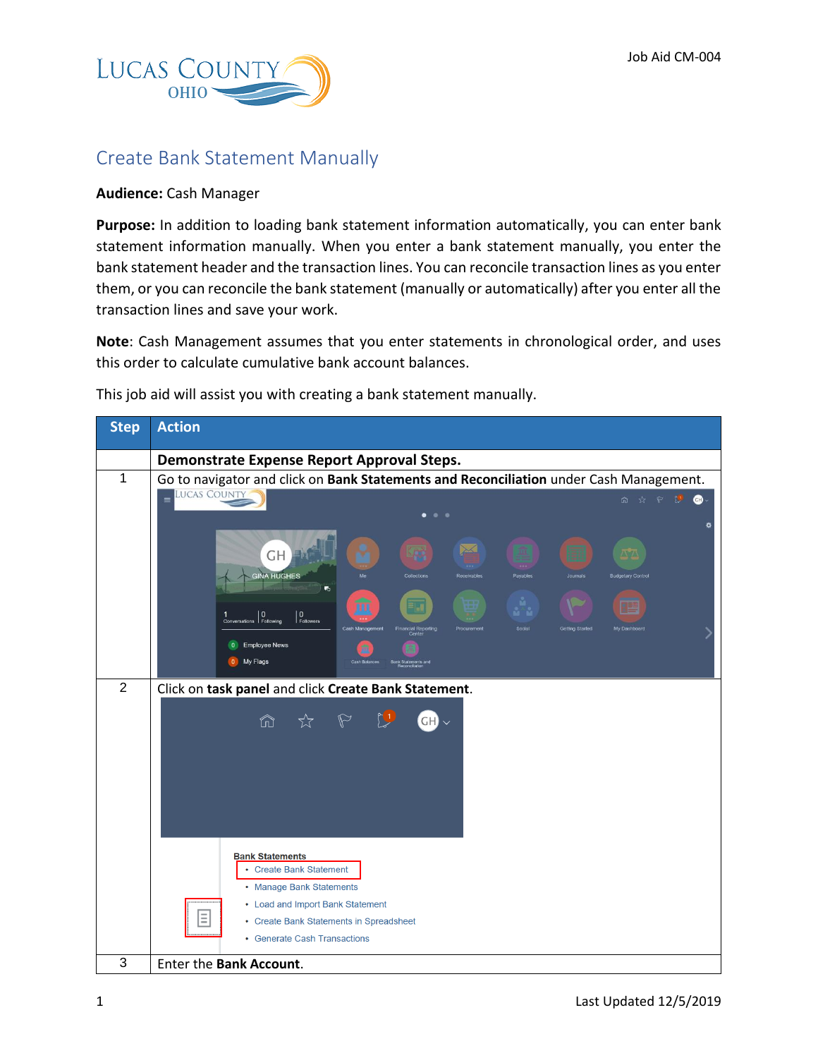# Create Bank Statement Manually

**Audience:** Cash Manager

**Purpose:** In addition to loading bank statement information automatically, you can enter bank statement information manually. When you enter a bank statement manually, you enter the bank statement header and the transaction lines. You can reconcile transaction lines as you enter them, or you can reconcile the bank statement (manually or automatically) after you enter all the transaction lines and save your work.

**Note**: Cash Management assumes that you enter statements in chronological order, and uses this order to calculate cumulative bank account balances.

This job aid will assist you with creating a bank statement manually.

| Step | Action |
|---|---|
| | **Demonstrate Expense Report Approval Steps.** |
| 1 | Go to navigator and click on **Bank Statements and Reconciliation** under Cash Management. |
| 2 | Click on **task panel** and click **Create Bank Statement**. |
| 3 | Enter the **Bank Account**. |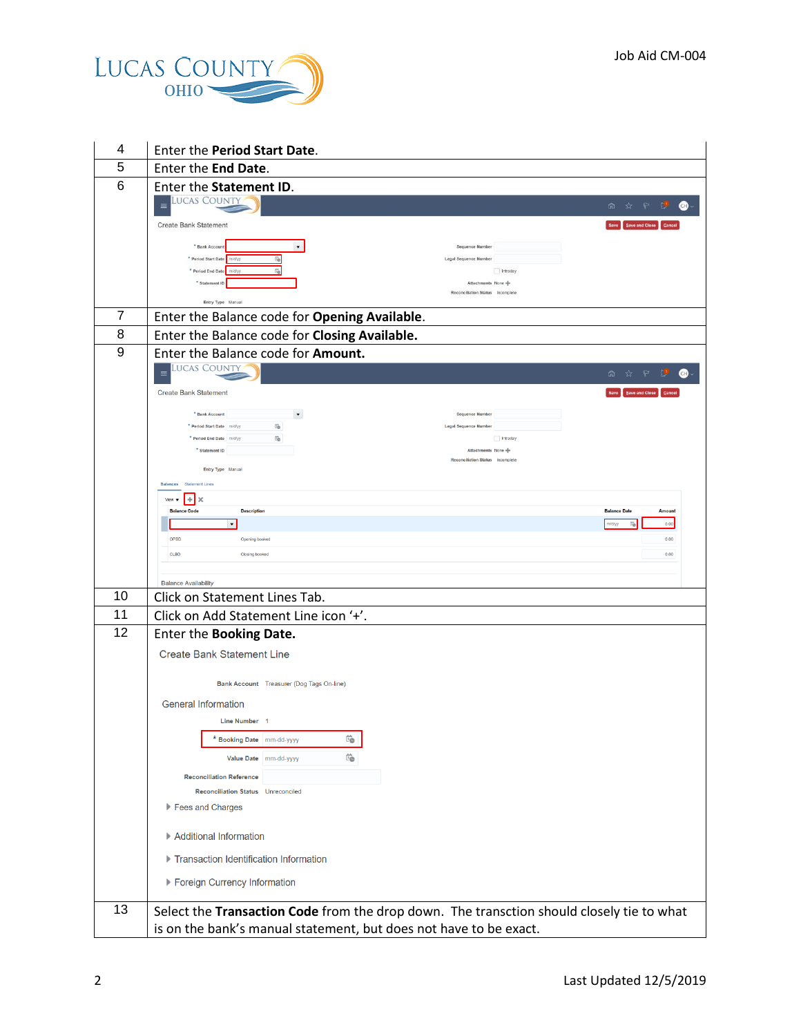| | |
|---|---|
| 4 | Enter the **Period Start Date**. |
| 5 | Enter the **End Date**. |
| 6 | Enter the **Statement ID**. |
| 7 | Enter the Balance code for **Opening Available**. |
| 8 | Enter the Balance code for **Closing Available.** |
| 9 | Enter the Balance code for **Amount.** |
| 10 | Click on Statement Lines Tab. |
| 11 | Click on Add Statement Line icon '+'. |
| 12 | Enter the **Booking Date.** |
| 13 | Select the **Transaction Code** from the drop down. The transction should closely tie to what is on the bank's manual statement, but does not have to be exact. |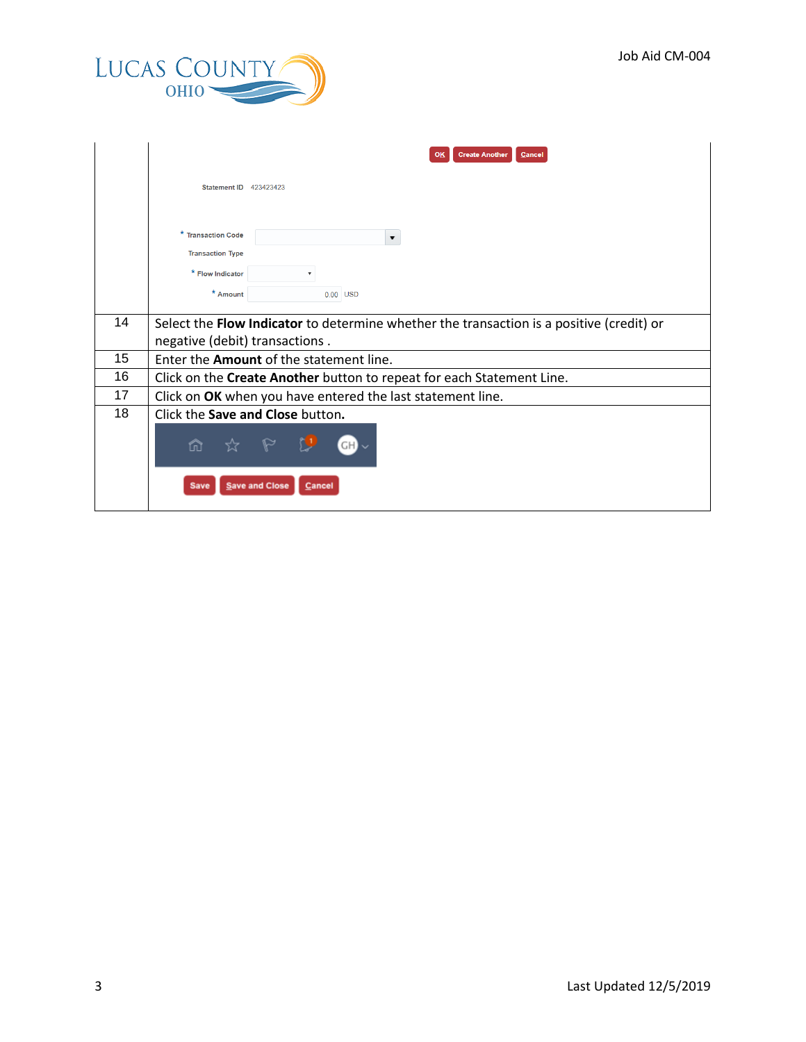| | |
|---|---|
| | OK Create Another Cancel<br><br>Statement ID 423423423<br><br>* Transaction Code<br>Transaction Type<br>* Flow Indicator<br>* Amount 0.00 USD |
| 14 | Select the **Flow Indicator** to determine whether the transaction is a positive (credit) or negative (debit) transactions . |
| 15 | Enter the **Amount** of the statement line. |
| 16 | Click on the **Create Another** button to repeat for each Statement Line. |
| 17 | Click on **OK** when you have entered the last statement line. |
| 18 | Click the **Save and Close** button.<br><br>Save Save and Close Cancel |